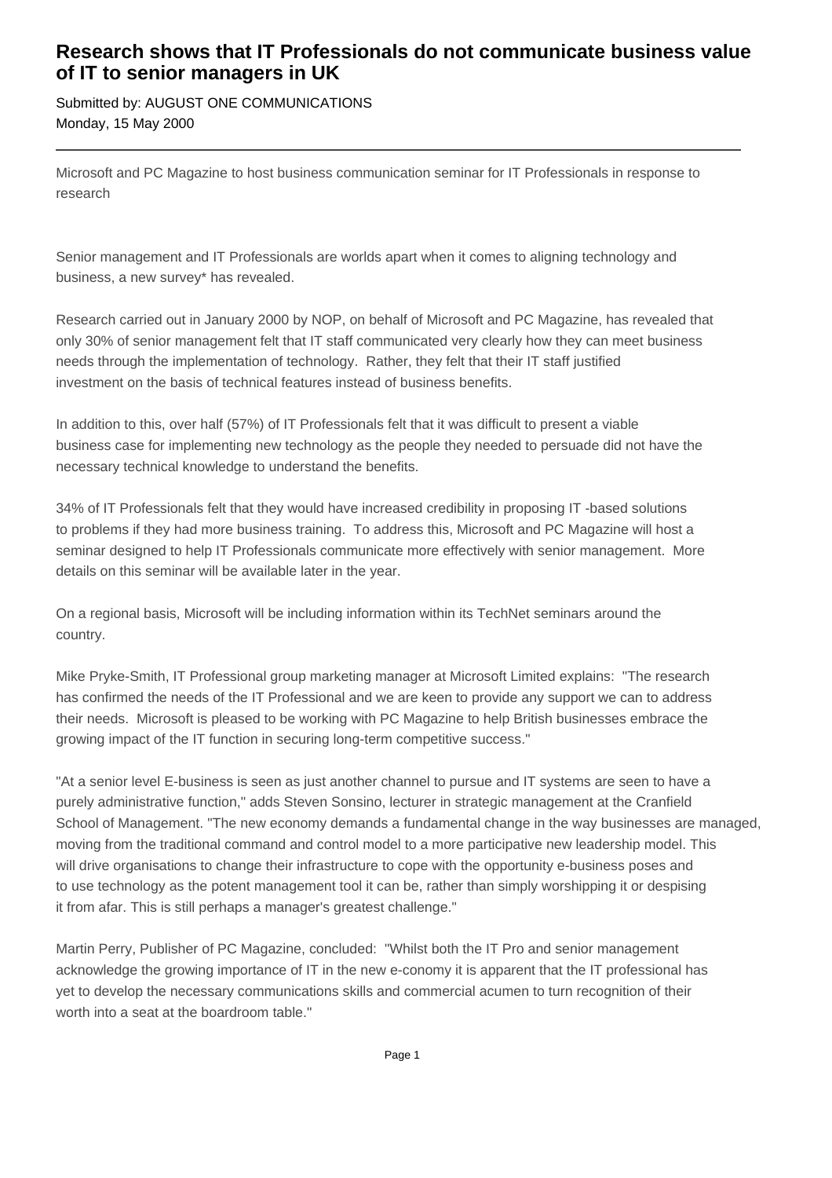# Research shows that IT Professionals do not communicate business value of IT to senior managers in UK

Submitted by: AUGUST ONE COMMUNICATIONS
Monday, 15 May 2000

---

Microsoft and PC Magazine to host business communication seminar for IT Professionals in response to research

Senior management and IT Professionals are worlds apart when it comes to aligning technology and business, a new survey* has revealed.

Research carried out in January 2000 by NOP, on behalf of Microsoft and PC Magazine, has revealed that only 30% of senior management felt that IT staff communicated very clearly how they can meet business needs through the implementation of technology. Rather, they felt that their IT staff justified investment on the basis of technical features instead of business benefits.

In addition to this, over half (57%) of IT Professionals felt that it was difficult to present a viable business case for implementing new technology as the people they needed to persuade did not have the necessary technical knowledge to understand the benefits.

34% of IT Professionals felt that they would have increased credibility in proposing IT -based solutions to problems if they had more business training. To address this, Microsoft and PC Magazine will host a seminar designed to help IT Professionals communicate more effectively with senior management. More details on this seminar will be available later in the year.

On a regional basis, Microsoft will be including information within its TechNet seminars around the country.

Mike Pryke-Smith, IT Professional group marketing manager at Microsoft Limited explains: "The research has confirmed the needs of the IT Professional and we are keen to provide any support we can to address their needs. Microsoft is pleased to be working with PC Magazine to help British businesses embrace the growing impact of the IT function in securing long-term competitive success."

"At a senior level E-business is seen as just another channel to pursue and IT systems are seen to have a purely administrative function," adds Steven Sonsino, lecturer in strategic management at the Cranfield School of Management. "The new economy demands a fundamental change in the way businesses are managed, moving from the traditional command and control model to a more participative new leadership model. This will drive organisations to change their infrastructure to cope with the opportunity e-business poses and to use technology as the potent management tool it can be, rather than simply worshipping it or despising it from afar. This is still perhaps a manager's greatest challenge."

Martin Perry, Publisher of PC Magazine, concluded: "Whilst both the IT Pro and senior management acknowledge the growing importance of IT in the new e-conomy it is apparent that the IT professional has yet to develop the necessary communications skills and commercial acumen to turn recognition of their worth into a seat at the boardroom table."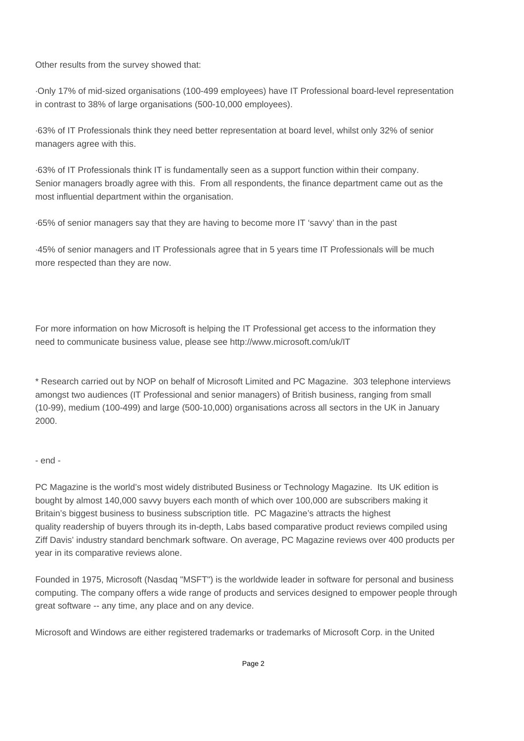Other results from the survey showed that:

·Only 17% of mid-sized organisations (100-499 employees) have IT Professional board-level representation in contrast to 38% of large organisations (500-10,000 employees).

·63% of IT Professionals think they need better representation at board level, whilst only 32% of senior managers agree with this.

·63% of IT Professionals think IT is fundamentally seen as a support function within their company. Senior managers broadly agree with this. From all respondents, the finance department came out as the most influential department within the organisation.

·65% of senior managers say that they are having to become more IT 'savvy' than in the past

·45% of senior managers and IT Professionals agree that in 5 years time IT Professionals will be much more respected than they are now.

For more information on how Microsoft is helping the IT Professional get access to the information they need to communicate business value, please see http://www.microsoft.com/uk/IT

* Research carried out by NOP on behalf of Microsoft Limited and PC Magazine. 303 telephone interviews amongst two audiences (IT Professional and senior managers) of British business, ranging from small (10-99), medium (100-499) and large (500-10,000) organisations across all sectors in the UK in January 2000.

- end -

PC Magazine is the world's most widely distributed Business or Technology Magazine. Its UK edition is bought by almost 140,000 savvy buyers each month of which over 100,000 are subscribers making it Britain's biggest business to business subscription title. PC Magazine's attracts the highest quality readership of buyers through its in-depth, Labs based comparative product reviews compiled using Ziff Davis' industry standard benchmark software. On average, PC Magazine reviews over 400 products per year in its comparative reviews alone.

Founded in 1975, Microsoft (Nasdaq "MSFT") is the worldwide leader in software for personal and business computing. The company offers a wide range of products and services designed to empower people through great software -- any time, any place and on any device.

Microsoft and Windows are either registered trademarks or trademarks of Microsoft Corp. in the United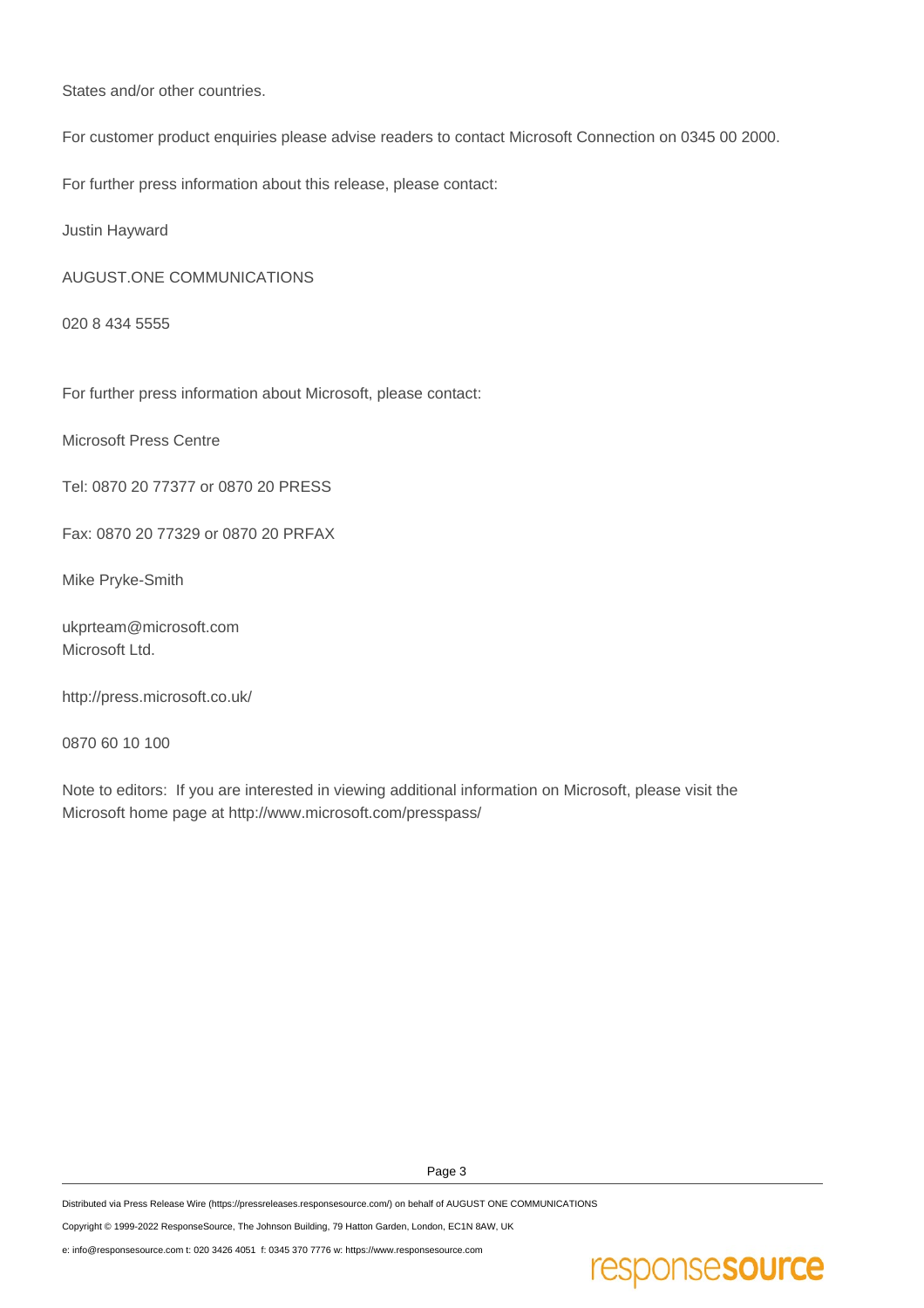States and/or other countries.

For customer product enquiries please advise readers to contact Microsoft Connection on 0345 00 2000.

For further press information about this release, please contact:

Justin Hayward

AUGUST.ONE COMMUNICATIONS

020 8 434 5555

For further press information about Microsoft, please contact:

Microsoft Press Centre

Tel: 0870 20 77377 or 0870 20 PRESS

Fax: 0870 20 77329 or 0870 20 PRFAX

Mike Pryke-Smith

ukprteam@microsoft.com
Microsoft Ltd.

http://press.microsoft.co.uk/

0870 60 10 100

Note to editors: If you are interested in viewing additional information on Microsoft, please visit the Microsoft home page at http://www.microsoft.com/presspass/